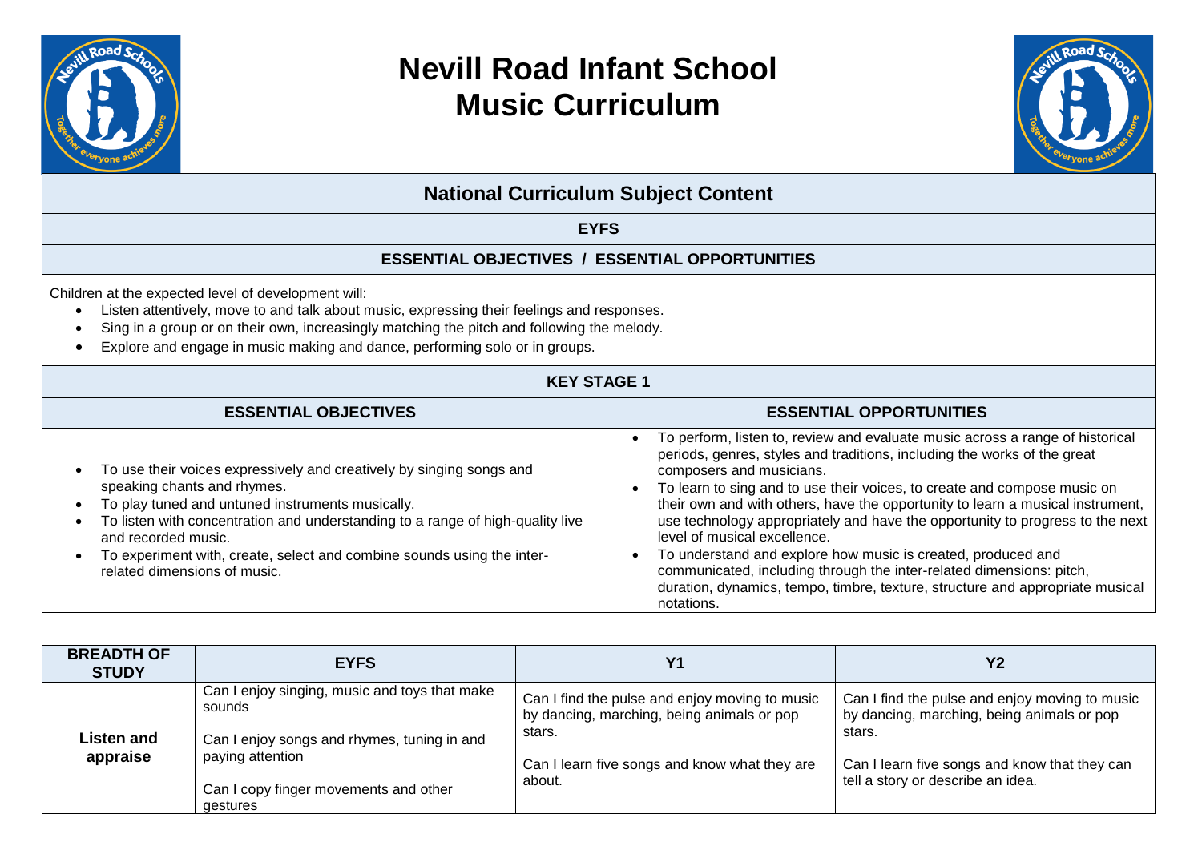# Nevill Road Infant School
# Music Curriculum

## National Curriculum Subject Content

### EYFS

**ESSENTIAL OBJECTIVES / ESSENTIAL OPPORTUNITIES**

Children at the expected level of development will:

- Listen attentively, move to and talk about music, expressing their feelings and responses.
- Sing in a group or on their own, increasingly matching the pitch and following the melody.
- Explore and engage in music making and dance, performing solo or in groups.

### KEY STAGE 1

| ESSENTIAL OBJECTIVES | ESSENTIAL OPPORTUNITIES |
| --- | --- |
| • To use their voices expressively and creatively by singing songs and speaking chants and rhymes.<br>• To play tuned and untuned instruments musically.<br>• To listen with concentration and understanding to a range of high-quality live and recorded music.<br>• To experiment with, create, select and combine sounds using the inter-related dimensions of music. | • To perform, listen to, review and evaluate music across a range of historical periods, genres, styles and traditions, including the works of the great composers and musicians.<br>• To learn to sing and to use their voices, to create and compose music on their own and with others, have the opportunity to learn a musical instrument, use technology appropriately and have the opportunity to progress to the next level of musical excellence.<br>• To understand and explore how music is created, produced and communicated, including through the inter-related dimensions: pitch, duration, dynamics, tempo, timbre, texture, structure and appropriate musical notations. |

| BREADTH OF STUDY | EYFS | Y1 | Y2 |
| --- | --- | --- | --- |
| **Listen and appraise** | Can I enjoy singing, music and toys that make sounds<br><br>Can I enjoy songs and rhymes, tuning in and paying attention<br><br>Can I copy finger movements and other gestures | Can I find the pulse and enjoy moving to music by dancing, marching, being animals or pop stars.<br><br>Can I learn five songs and know what they are about. | Can I find the pulse and enjoy moving to music by dancing, marching, being animals or pop stars.<br><br>Can I learn five songs and know that they can tell a story or describe an idea. |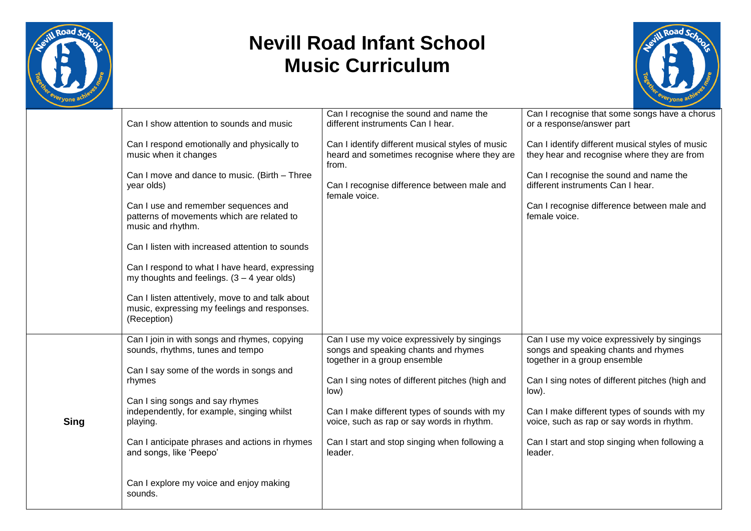# Nevill Road Infant School
# Music Curriculum

| | | | |
|---|---|---|---|
| | Can I show attention to sounds and music<br><br>Can I respond emotionally and physically to music when it changes<br><br>Can I move and dance to music. (Birth – Three year olds)<br><br>Can I use and remember sequences and patterns of movements which are related to music and rhythm.<br><br>Can I listen with increased attention to sounds<br><br>Can I respond to what I have heard, expressing my thoughts and feelings. (3 – 4 year olds)<br><br>Can I listen attentively, move to and talk about music, expressing my feelings and responses. (Reception) | Can I recognise the sound and name the different instruments Can I hear.<br><br>Can I identify different musical styles of music heard and sometimes recognise where they are from.<br><br>Can I recognise difference between male and female voice. | Can I recognise that some songs have a chorus or a response/answer part<br><br>Can I identify different musical styles of music they hear and recognise where they are from<br><br>Can I recognise the sound and name the different instruments Can I hear.<br><br>Can I recognise difference between male and female voice. |
| **Sing** | Can I join in with songs and rhymes, copying sounds, rhythms, tunes and tempo<br><br>Can I say some of the words in songs and rhymes<br><br>Can I sing songs and say rhymes independently, for example, singing whilst playing.<br><br>Can I anticipate phrases and actions in rhymes and songs, like 'Peepo'<br><br>Can I explore my voice and enjoy making sounds. | Can I use my voice expressively by singings songs and speaking chants and rhymes together in a group ensemble<br><br>Can I sing notes of different pitches (high and low)<br><br>Can I make different types of sounds with my voice, such as rap or say words in rhythm.<br><br>Can I start and stop singing when following a leader. | Can I use my voice expressively by singings songs and speaking chants and rhymes together in a group ensemble<br><br>Can I sing notes of different pitches (high and low).<br><br>Can I make different types of sounds with my voice, such as rap or say words in rhythm.<br><br>Can I start and stop singing when following a leader. |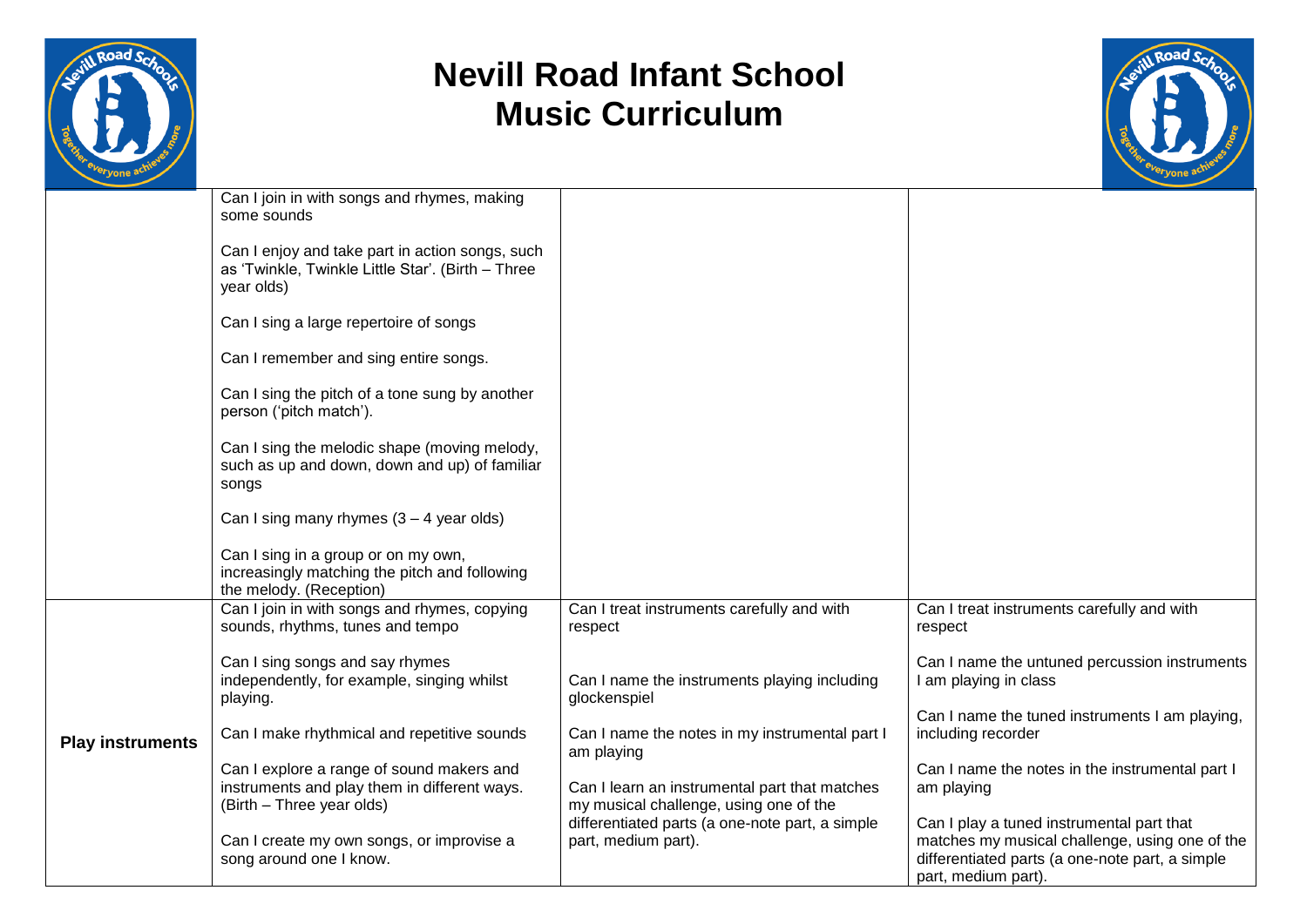# Nevill Road Infant School
# Music Curriculum

| | | | |
|---|---|---|---|
| | Can I join in with songs and rhymes, making some sounds<br><br>Can I enjoy and take part in action songs, such as 'Twinkle, Twinkle Little Star'. (Birth – Three year olds)<br><br>Can I sing a large repertoire of songs<br><br>Can I remember and sing entire songs.<br><br>Can I sing the pitch of a tone sung by another person ('pitch match').<br><br>Can I sing the melodic shape (moving melody, such as up and down, down and up) of familiar songs<br><br>Can I sing many rhymes (3 – 4 year olds)<br><br>Can I sing in a group or on my own, increasingly matching the pitch and following the melody. (Reception) | | |
| **Play instruments** | Can I join in with songs and rhymes, copying sounds, rhythms, tunes and tempo<br><br>Can I sing songs and say rhymes independently, for example, singing whilst playing.<br><br>Can I make rhythmical and repetitive sounds<br><br>Can I explore a range of sound makers and instruments and play them in different ways. (Birth – Three year olds)<br><br>Can I create my own songs, or improvise a song around one I know. | Can I treat instruments carefully and with respect<br><br>Can I name the instruments playing including glockenspiel<br><br>Can I name the notes in my instrumental part I am playing<br><br>Can I learn an instrumental part that matches my musical challenge, using one of the differentiated parts (a one-note part, a simple part, medium part). | Can I treat instruments carefully and with respect<br><br>Can I name the untuned percussion instruments I am playing in class<br><br>Can I name the tuned instruments I am playing, including recorder<br><br>Can I name the notes in the instrumental part I am playing<br><br>Can I play a tuned instrumental part that matches my musical challenge, using one of the differentiated parts (a one-note part, a simple part, medium part). |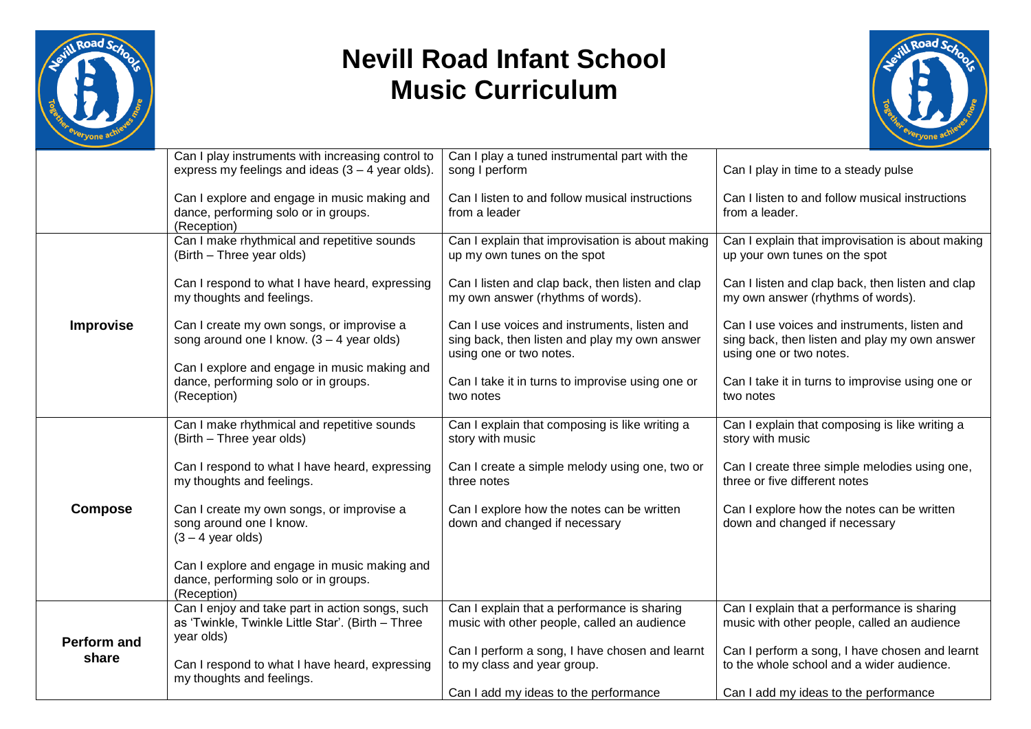# Nevill Road Infant School
# Music Curriculum

| | | | |
|---|---|---|---|
| | Can I play instruments with increasing control to express my feelings and ideas (3 – 4 year olds).<br><br>Can I explore and engage in music making and dance, performing solo or in groups. (Reception) | Can I play a tuned instrumental part with the song I perform<br><br>Can I listen to and follow musical instructions from a leader | Can I play in time to a steady pulse<br><br>Can I listen to and follow musical instructions from a leader. |
| **Improvise** | Can I make rhythmical and repetitive sounds (Birth – Three year olds)<br><br>Can I respond to what I have heard, expressing my thoughts and feelings.<br><br>Can I create my own songs, or improvise a song around one I know. (3 – 4 year olds)<br><br>Can I explore and engage in music making and dance, performing solo or in groups. (Reception) | Can I explain that improvisation is about making up my own tunes on the spot<br><br>Can I listen and clap back, then listen and clap my own answer (rhythms of words).<br><br>Can I use voices and instruments, listen and sing back, then listen and play my own answer using one or two notes.<br><br>Can I take it in turns to improvise using one or two notes | Can I explain that improvisation is about making up your own tunes on the spot<br><br>Can I listen and clap back, then listen and clap my own answer (rhythms of words).<br><br>Can I use voices and instruments, listen and sing back, then listen and play my own answer using one or two notes.<br><br>Can I take it in turns to improvise using one or two notes |
| **Compose** | Can I make rhythmical and repetitive sounds (Birth – Three year olds)<br><br>Can I respond to what I have heard, expressing my thoughts and feelings.<br><br>Can I create my own songs, or improvise a song around one I know. (3 – 4 year olds)<br><br>Can I explore and engage in music making and dance, performing solo or in groups. (Reception) | Can I explain that composing is like writing a story with music<br><br>Can I create a simple melody using one, two or three notes<br><br>Can I explore how the notes can be written down and changed if necessary | Can I explain that composing is like writing a story with music<br><br>Can I create three simple melodies using one, three or five different notes<br><br>Can I explore how the notes can be written down and changed if necessary |
| **Perform and share** | Can I enjoy and take part in action songs, such as 'Twinkle, Twinkle Little Star'. (Birth – Three year olds)<br><br>Can I respond to what I have heard, expressing my thoughts and feelings. | Can I explain that a performance is sharing music with other people, called an audience<br><br>Can I perform a song, I have chosen and learnt to my class and year group.<br><br>Can I add my ideas to the performance | Can I explain that a performance is sharing music with other people, called an audience<br><br>Can I perform a song, I have chosen and learnt to the whole school and a wider audience.<br><br>Can I add my ideas to the performance |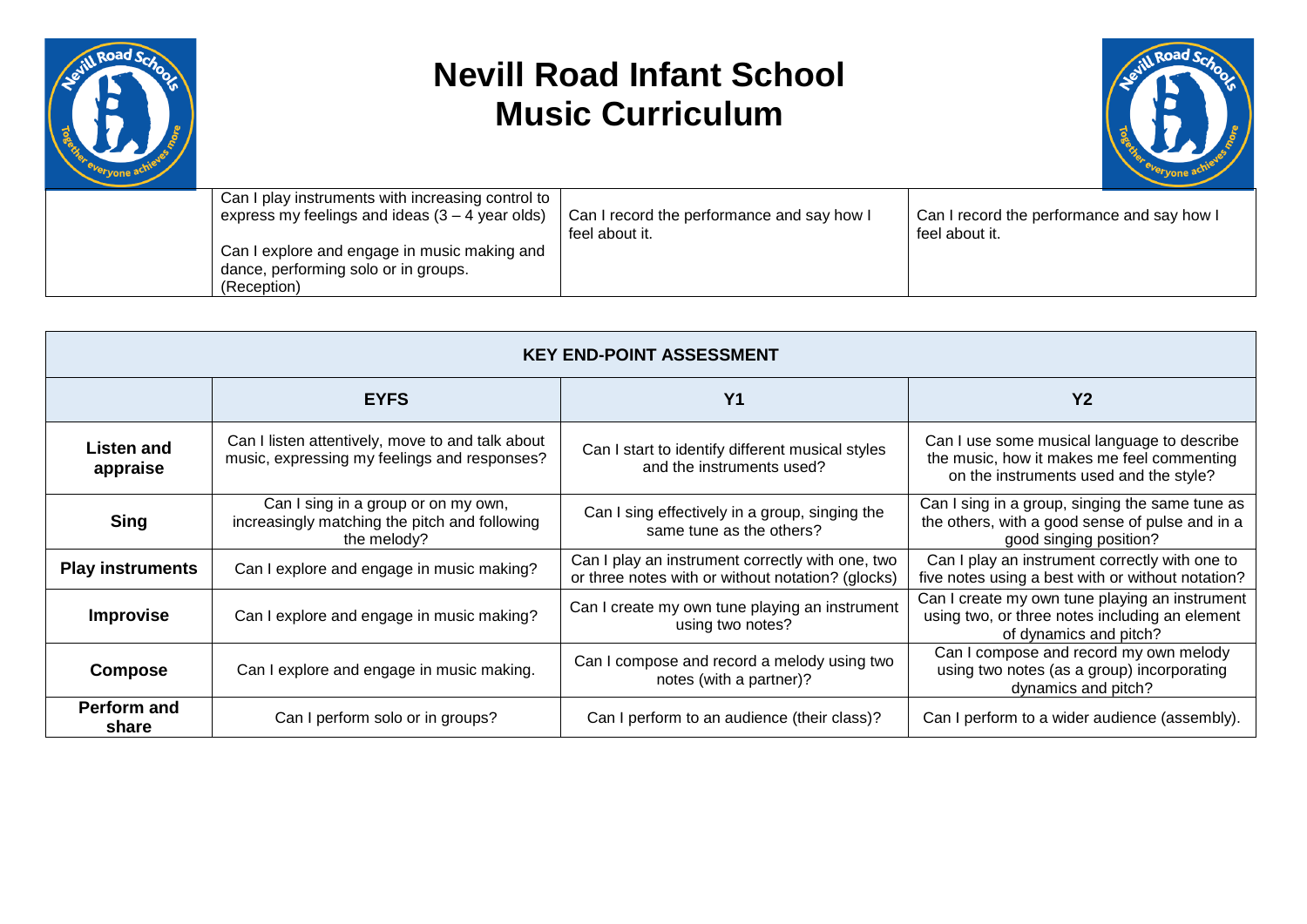# Nevill Road Infant School
# Music Curriculum

| | | | |
|---|---|---|---|
| | Can I play instruments with increasing control to express my feelings and ideas (3 – 4 year olds)<br><br>Can I explore and engage in music making and dance, performing solo or in groups. (Reception) | Can I record the performance and say how I feel about it. | Can I record the performance and say how I feel about it. |

| KEY END-POINT ASSESSMENT | | | |
|---|---|---|---|
| | **EYFS** | **Y1** | **Y2** |
| **Listen and appraise** | Can I listen attentively, move to and talk about music, expressing my feelings and responses? | Can I start to identify different musical styles and the instruments used? | Can I use some musical language to describe the music, how it makes me feel commenting on the instruments used and the style? |
| **Sing** | Can I sing in a group or on my own, increasingly matching the pitch and following the melody? | Can I sing effectively in a group, singing the same tune as the others? | Can I sing in a group, singing the same tune as the others, with a good sense of pulse and in a good singing position? |
| **Play instruments** | Can I explore and engage in music making? | Can I play an instrument correctly with one, two or three notes with or without notation? (glocks) | Can I play an instrument correctly with one to five notes using a best with or without notation? |
| **Improvise** | Can I explore and engage in music making? | Can I create my own tune playing an instrument using two notes? | Can I create my own tune playing an instrument using two, or three notes including an element of dynamics and pitch? |
| **Compose** | Can I explore and engage in music making. | Can I compose and record a melody using two notes (with a partner)? | Can I compose and record my own melody using two notes (as a group) incorporating dynamics and pitch? |
| **Perform and share** | Can I perform solo or in groups? | Can I perform to an audience (their class)? | Can I perform to a wider audience (assembly). |